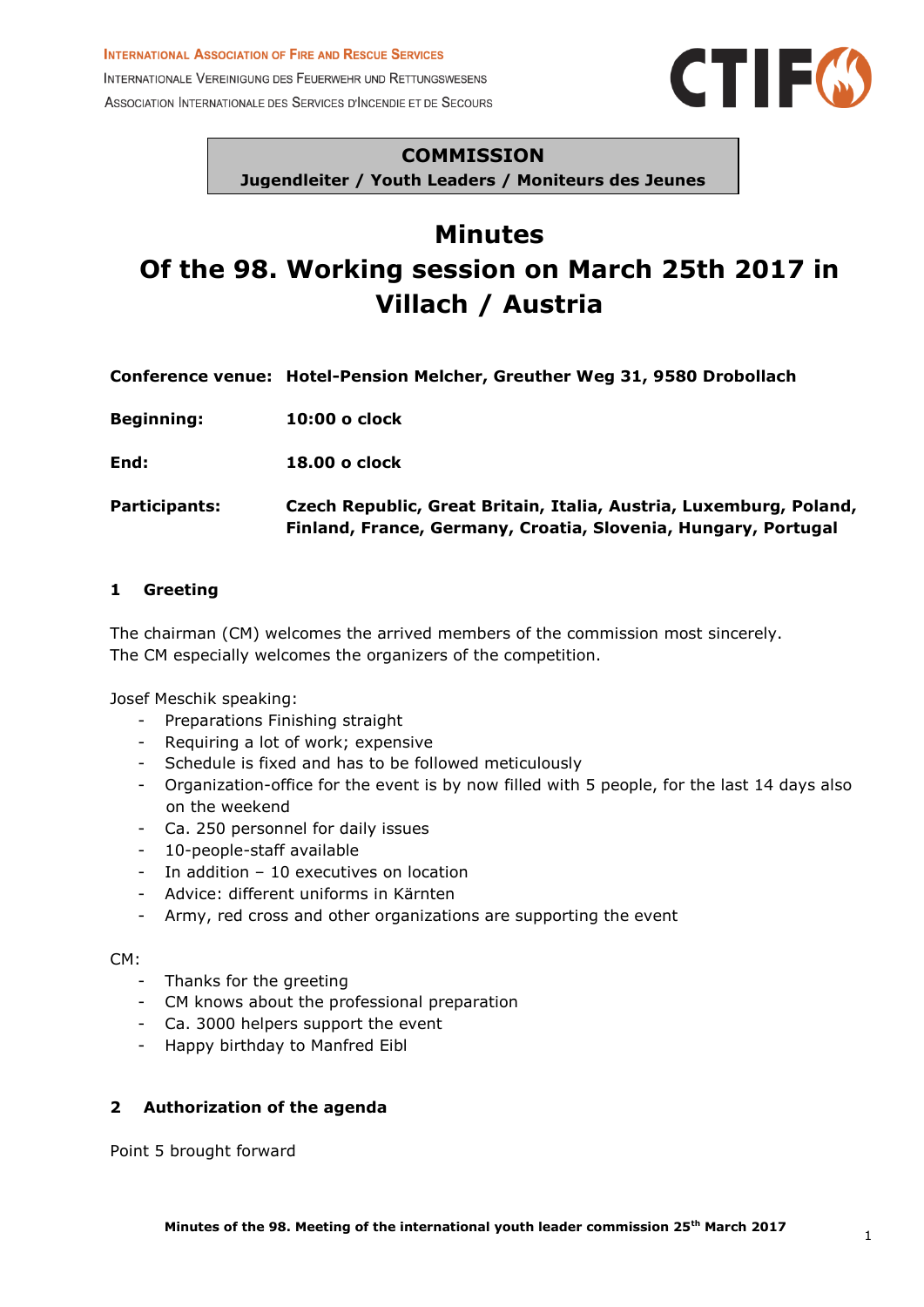INTERNATIONAL ASSOCIATION OF FIRE AND RESCUE SERVICES
INTERNATIONALE VEREINIGUNG DES FEUERWEHR UND RETTUNGSWESENS
ASSOCIATION INTERNATIONALE DES SERVICES D'INCENDIE ET DE SECOURS

CTIF

**COMMISSION**
**Jugendleiter / Youth Leaders / Moniteurs des Jeunes**

# Minutes
# Of the 98. Working session on March 25th 2017 in Villach / Austria

| | |
|---|---|
| **Conference venue:** | **Hotel-Pension Melcher, Greuther Weg 31, 9580 Drobollach** |
| **Beginning:** | **10:00 o clock** |
| **End:** | **18.00 o clock** |
| **Participants:** | **Czech Republic, Great Britain, Italia, Austria, Luxemburg, Poland, Finland, France, Germany, Croatia, Slovenia, Hungary, Portugal** |

## 1 Greeting

The chairman (CM) welcomes the arrived members of the commission most sincerely.
The CM especially welcomes the organizers of the competition.

Josef Meschik speaking:

- Preparations Finishing straight
- Requiring a lot of work; expensive
- Schedule is fixed and has to be followed meticulously
- Organization-office for the event is by now filled with 5 people, for the last 14 days also on the weekend
- Ca. 250 personnel for daily issues
- 10-people-staff available
- In addition – 10 executives on location
- Advice: different uniforms in Kärnten
- Army, red cross and other organizations are supporting the event

CM:

- Thanks for the greeting
- CM knows about the professional preparation
- Ca. 3000 helpers support the event
- Happy birthday to Manfred Eibl

## 2 Authorization of the agenda

Point 5 brought forward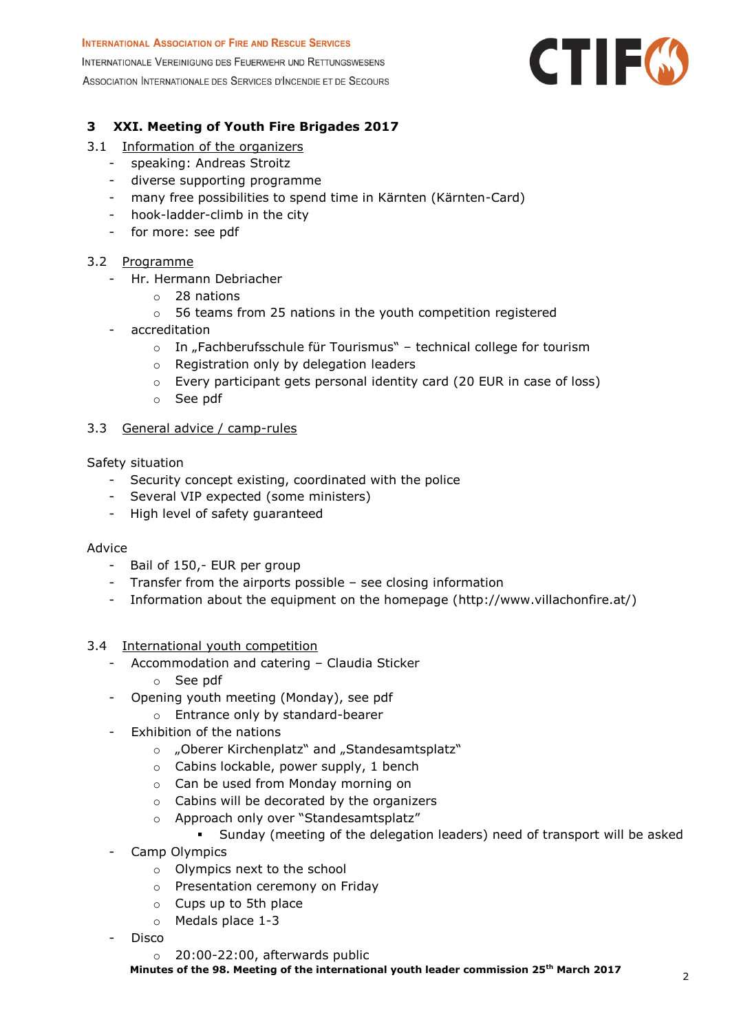## 3 XXI. Meeting of Youth Fire Brigades 2017

### 3.1 Information of the organizers

- speaking: Andreas Stroitz
- diverse supporting programme
- many free possibilities to spend time in Kärnten (Kärnten-Card)
- hook-ladder-climb in the city
- for more: see pdf

### 3.2 Programme

- Hr. Hermann Debriacher
  - 28 nations
  - 56 teams from 25 nations in the youth competition registered
- accreditation
  - In „Fachberufsschule für Tourismus" – technical college for tourism
  - Registration only by delegation leaders
  - Every participant gets personal identity card (20 EUR in case of loss)
  - See pdf

### 3.3 General advice / camp-rules

Safety situation

- Security concept existing, coordinated with the police
- Several VIP expected (some ministers)
- High level of safety guaranteed

Advice

- Bail of 150,- EUR per group
- Transfer from the airports possible – see closing information
- Information about the equipment on the homepage (http://www.villachonfire.at/)

### 3.4 International youth competition

- Accommodation and catering – Claudia Sticker
  - See pdf
- Opening youth meeting (Monday), see pdf
  - Entrance only by standard-bearer
- Exhibition of the nations
  - „Oberer Kirchenplatz" and „Standesamtsplatz"
  - Cabins lockable, power supply, 1 bench
  - Can be used from Monday morning on
  - Cabins will be decorated by the organizers
  - Approach only over "Standesamtsplatz"
    - Sunday (meeting of the delegation leaders) need of transport will be asked
- Camp Olympics
  - Olympics next to the school
  - Presentation ceremony on Friday
  - Cups up to 5th place
  - Medals place 1-3
- Disco
  - 20:00-22:00, afterwards public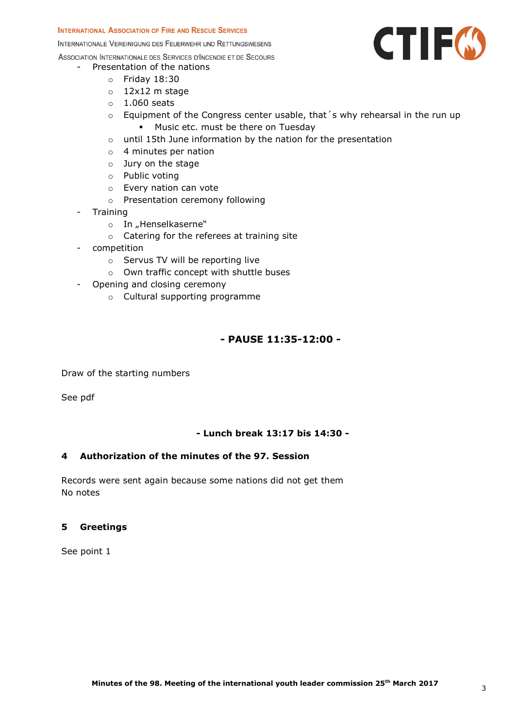- Presentation of the nations
  - Friday 18:30
  - 12x12 m stage
  - 1.060 seats
  - Equipment of the Congress center usable, that´s why rehearsal in the run up
    - Music etc. must be there on Tuesday
  - until 15th June information by the nation for the presentation
  - 4 minutes per nation
  - Jury on the stage
  - Public voting
  - Every nation can vote
  - Presentation ceremony following
- Training
  - In „Henselkaserne"
  - Catering for the referees at training site
- competition
  - Servus TV will be reporting live
  - Own traffic concept with shuttle buses
- Opening and closing ceremony
  - Cultural supporting programme

**- PAUSE 11:35-12:00 -**

Draw of the starting numbers

See pdf

**- Lunch break 13:17 bis 14:30 -**

## 4 Authorization of the minutes of the 97. Session

Records were sent again because some nations did not get them
No notes

## 5 Greetings

See point 1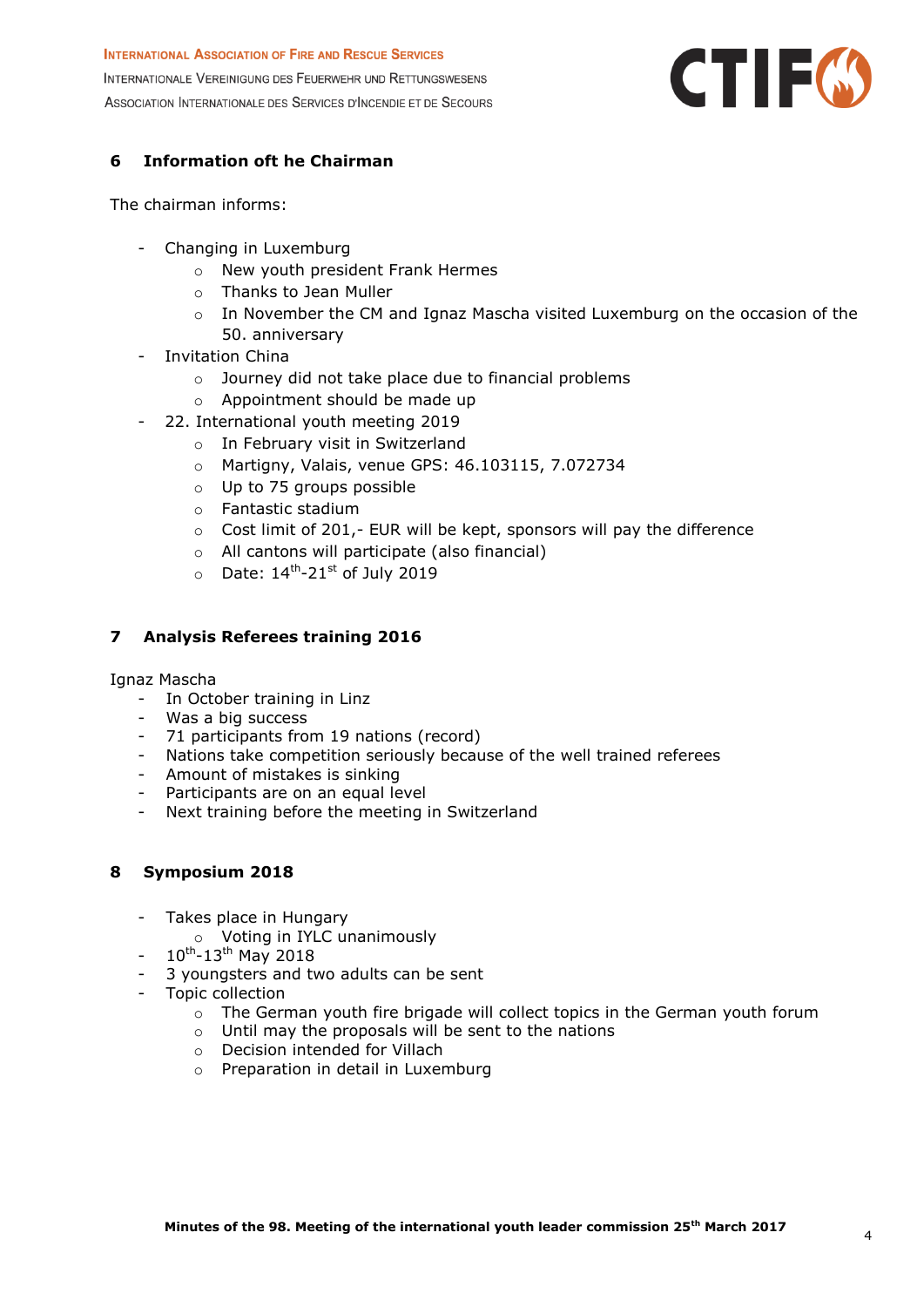## 6 Information oft he Chairman

The chairman informs:

- Changing in Luxemburg
  - New youth president Frank Hermes
  - Thanks to Jean Muller
  - In November the CM and Ignaz Mascha visited Luxemburg on the occasion of the 50. anniversary
- Invitation China
  - Journey did not take place due to financial problems
  - Appointment should be made up
- 22. International youth meeting 2019
  - In February visit in Switzerland
  - Martigny, Valais, venue GPS: 46.103115, 7.072734
  - Up to 75 groups possible
  - Fantastic stadium
  - Cost limit of 201,- EUR will be kept, sponsors will pay the difference
  - All cantons will participate (also financial)
  - Date: 14th-21st of July 2019

## 7 Analysis Referees training 2016

Ignaz Mascha

- In October training in Linz
- Was a big success
- 71 participants from 19 nations (record)
- Nations take competition seriously because of the well trained referees
- Amount of mistakes is sinking
- Participants are on an equal level
- Next training before the meeting in Switzerland

## 8 Symposium 2018

- Takes place in Hungary
  - Voting in IYLC unanimously
- 10th-13th May 2018
- 3 youngsters and two adults can be sent
- Topic collection
  - The German youth fire brigade will collect topics in the German youth forum
  - Until may the proposals will be sent to the nations
  - Decision intended for Villach
  - Preparation in detail in Luxemburg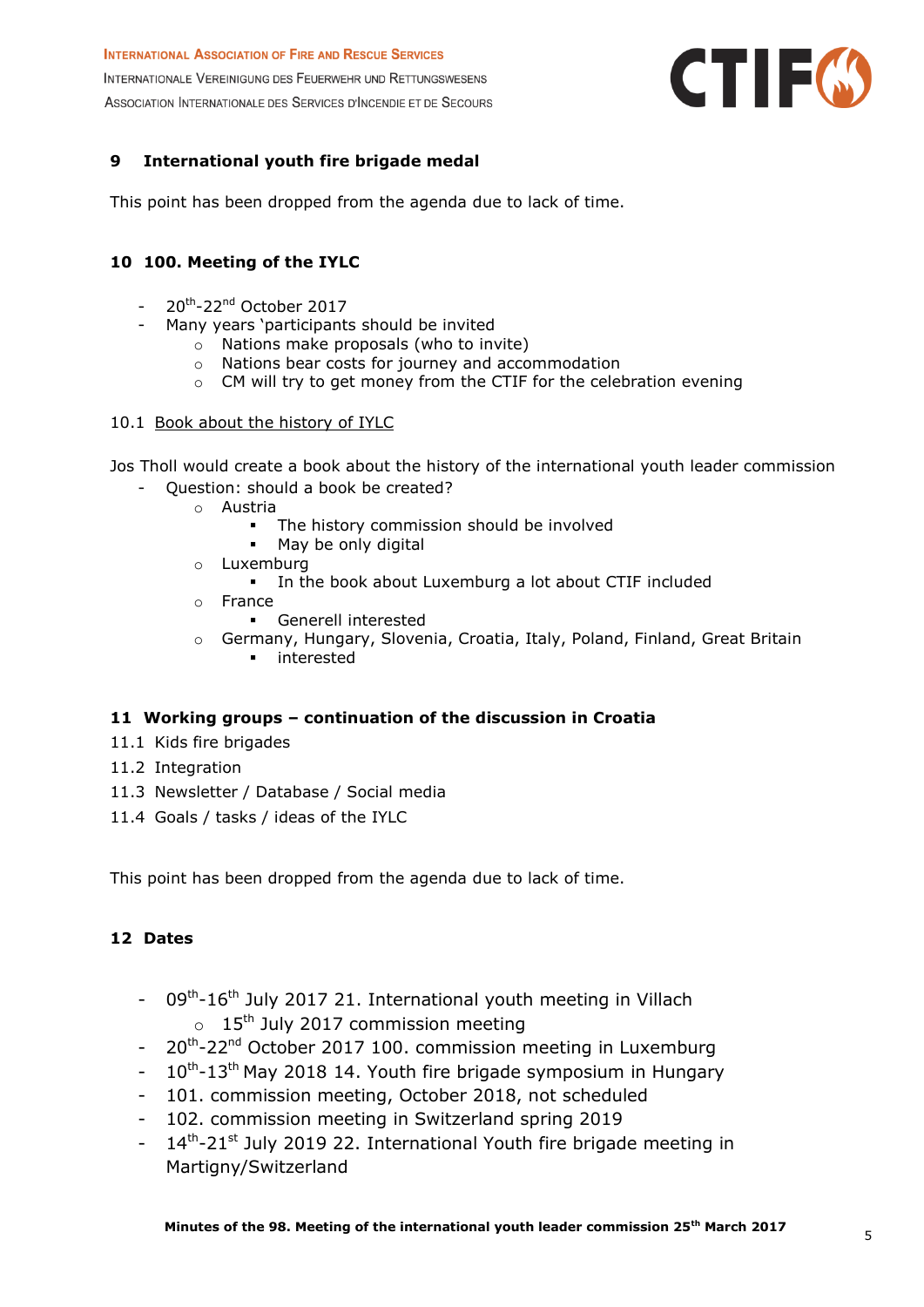## 9 International youth fire brigade medal

This point has been dropped from the agenda due to lack of time.

## 10 100. Meeting of the IYLC

- 20th-22nd October 2017
- Many years 'participants should be invited
  - Nations make proposals (who to invite)
  - Nations bear costs for journey and accommodation
  - CM will try to get money from the CTIF for the celebration evening

10.1 Book about the history of IYLC

Jos Tholl would create a book about the history of the international youth leader commission

- Question: should a book be created?
  - Austria
    - The history commission should be involved
    - May be only digital
  - Luxemburg
    - In the book about Luxemburg a lot about CTIF included
  - France
    - Generell interested
  - Germany, Hungary, Slovenia, Croatia, Italy, Poland, Finland, Great Britain
    - interested

## 11 Working groups – continuation of the discussion in Croatia

11.1 Kids fire brigades

11.2 Integration

11.3 Newsletter / Database / Social media

11.4 Goals / tasks / ideas of the IYLC

This point has been dropped from the agenda due to lack of time.

## 12 Dates

- 09th-16th July 2017 21. International youth meeting in Villach
  - 15th July 2017 commission meeting
- 20th-22nd October 2017 100. commission meeting in Luxemburg
- 10th-13th May 2018 14. Youth fire brigade symposium in Hungary
- 101. commission meeting, October 2018, not scheduled
- 102. commission meeting in Switzerland spring 2019
- 14th-21st July 2019 22. International Youth fire brigade meeting in Martigny/Switzerland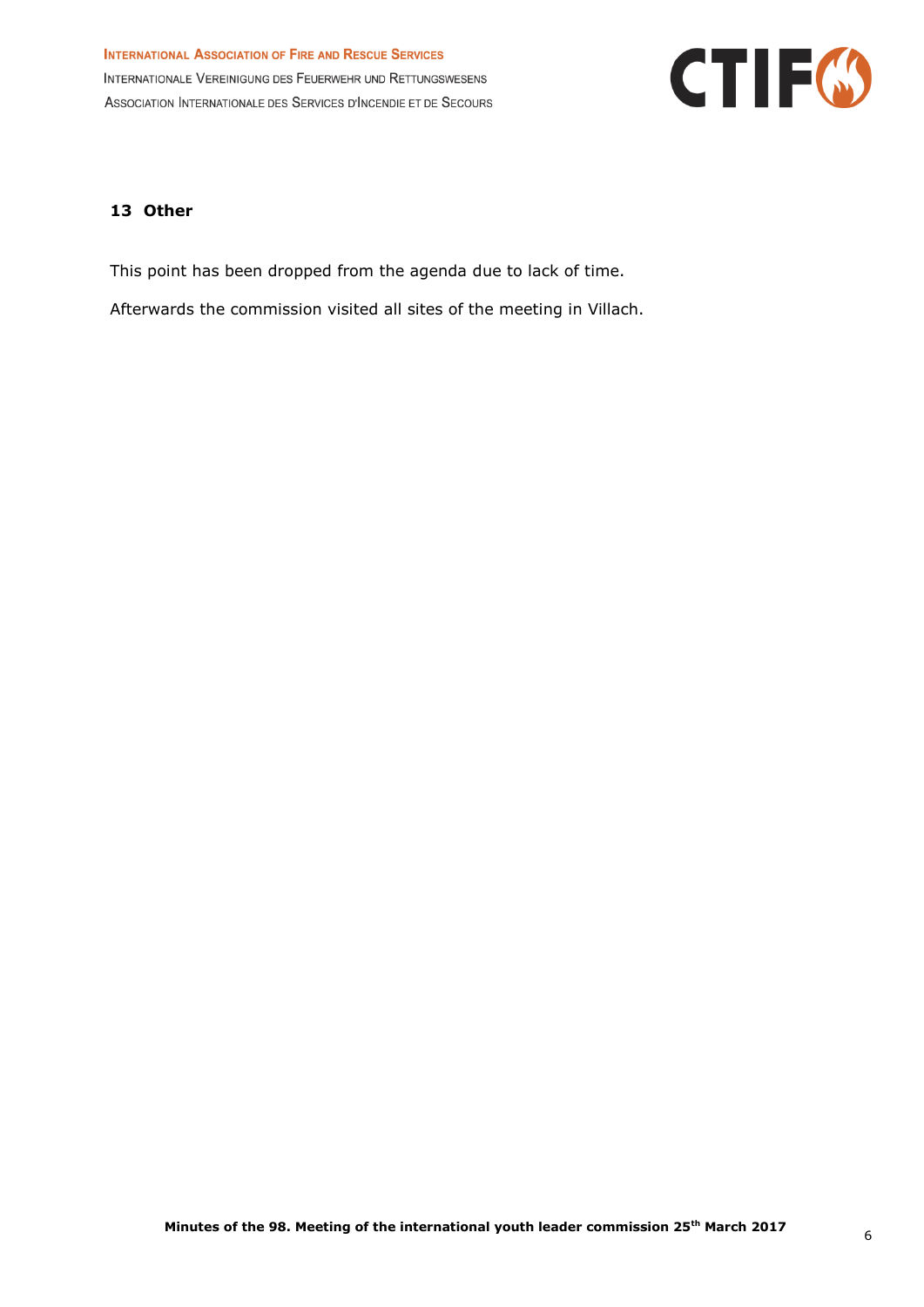## 13 Other

This point has been dropped from the agenda due to lack of time.

Afterwards the commission visited all sites of the meeting in Villach.